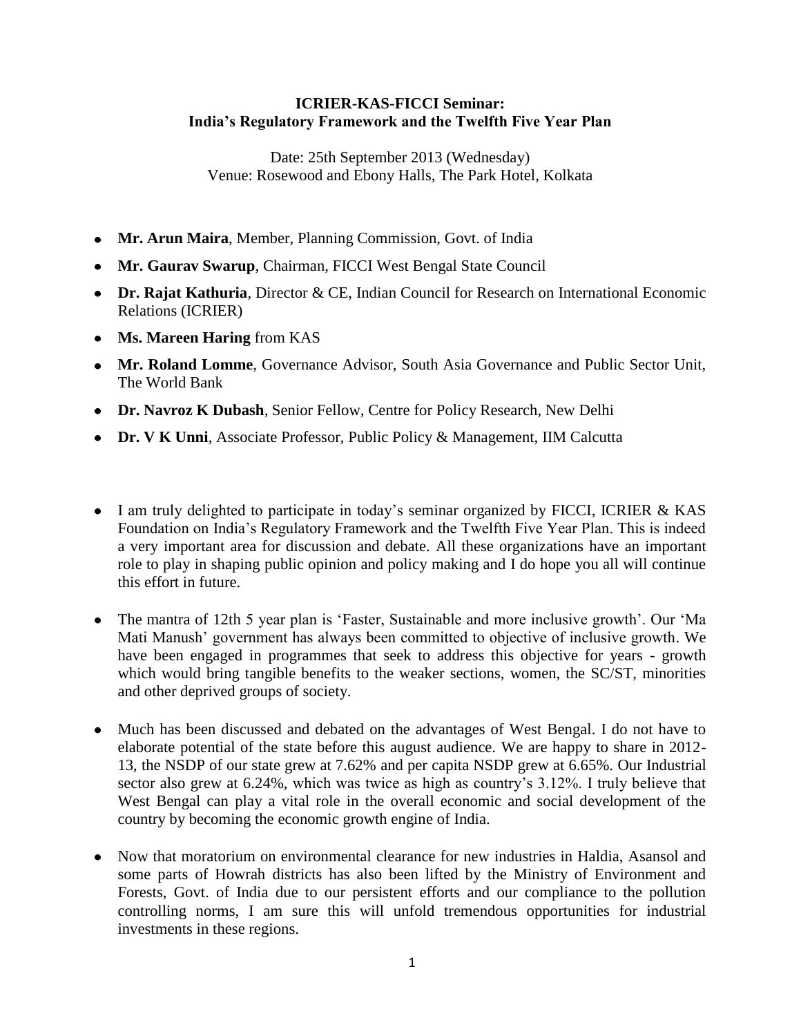**ICRIER-KAS-FICCI Seminar:**
**India's Regulatory Framework and the Twelfth Five Year Plan**

Date: 25th September 2013 (Wednesday)
Venue: Rosewood and Ebony Halls, The Park Hotel, Kolkata

- **Mr. Arun Maira**, Member, Planning Commission, Govt. of India
- **Mr. Gaurav Swarup**, Chairman, FICCI West Bengal State Council
- **Dr. Rajat Kathuria**, Director & CE, Indian Council for Research on International Economic Relations (ICRIER)
- **Ms. Mareen Haring** from KAS
- **Mr. Roland Lomme**, Governance Advisor, South Asia Governance and Public Sector Unit, The World Bank
- **Dr. Navroz K Dubash**, Senior Fellow, Centre for Policy Research, New Delhi
- **Dr. V K Unni**, Associate Professor, Public Policy & Management, IIM Calcutta

- I am truly delighted to participate in today's seminar organized by FICCI, ICRIER & KAS Foundation on India's Regulatory Framework and the Twelfth Five Year Plan. This is indeed a very important area for discussion and debate. All these organizations have an important role to play in shaping public opinion and policy making and I do hope you all will continue this effort in future.

- The mantra of 12th 5 year plan is 'Faster, Sustainable and more inclusive growth'. Our 'Ma Mati Manush' government has always been committed to objective of inclusive growth. We have been engaged in programmes that seek to address this objective for years - growth which would bring tangible benefits to the weaker sections, women, the SC/ST, minorities and other deprived groups of society.

- Much has been discussed and debated on the advantages of West Bengal. I do not have to elaborate potential of the state before this august audience. We are happy to share in 2012-13, the NSDP of our state grew at 7.62% and per capita NSDP grew at 6.65%. Our Industrial sector also grew at 6.24%, which was twice as high as country's 3.12%. I truly believe that West Bengal can play a vital role in the overall economic and social development of the country by becoming the economic growth engine of India.

- Now that moratorium on environmental clearance for new industries in Haldia, Asansol and some parts of Howrah districts has also been lifted by the Ministry of Environment and Forests, Govt. of India due to our persistent efforts and our compliance to the pollution controlling norms, I am sure this will unfold tremendous opportunities for industrial investments in these regions.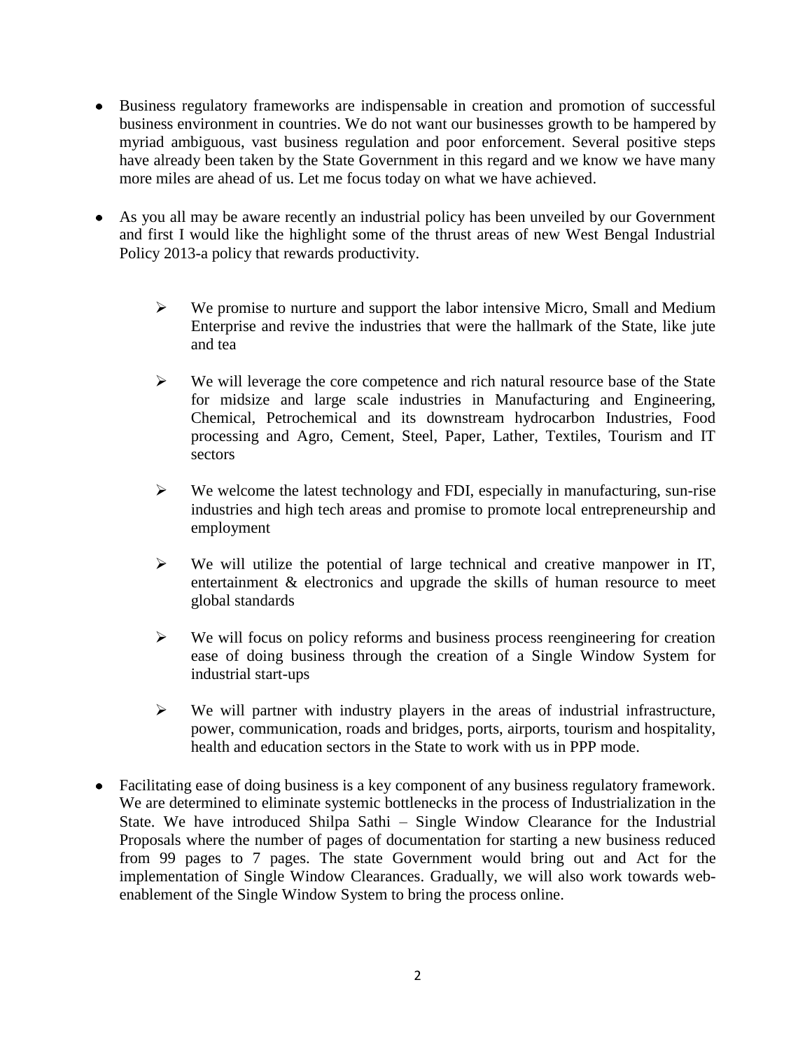- Business regulatory frameworks are indispensable in creation and promotion of successful business environment in countries. We do not want our businesses growth to be hampered by myriad ambiguous, vast business regulation and poor enforcement. Several positive steps have already been taken by the State Government in this regard and we know we have many more miles are ahead of us. Let me focus today on what we have achieved.

- As you all may be aware recently an industrial policy has been unveiled by our Government and first I would like the highlight some of the thrust areas of new West Bengal Industrial Policy 2013-a policy that rewards productivity.

    - We promise to nurture and support the labor intensive Micro, Small and Medium Enterprise and revive the industries that were the hallmark of the State, like jute and tea

    - We will leverage the core competence and rich natural resource base of the State for midsize and large scale industries in Manufacturing and Engineering, Chemical, Petrochemical and its downstream hydrocarbon Industries, Food processing and Agro, Cement, Steel, Paper, Lather, Textiles, Tourism and IT sectors

    - We welcome the latest technology and FDI, especially in manufacturing, sun-rise industries and high tech areas and promise to promote local entrepreneurship and employment

    - We will utilize the potential of large technical and creative manpower in IT, entertainment & electronics and upgrade the skills of human resource to meet global standards

    - We will focus on policy reforms and business process reengineering for creation ease of doing business through the creation of a Single Window System for industrial start-ups

    - We will partner with industry players in the areas of industrial infrastructure, power, communication, roads and bridges, ports, airports, tourism and hospitality, health and education sectors in the State to work with us in PPP mode.

- Facilitating ease of doing business is a key component of any business regulatory framework. We are determined to eliminate systemic bottlenecks in the process of Industrialization in the State. We have introduced Shilpa Sathi – Single Window Clearance for the Industrial Proposals where the number of pages of documentation for starting a new business reduced from 99 pages to 7 pages. The state Government would bring out and Act for the implementation of Single Window Clearances. Gradually, we will also work towards web-enablement of the Single Window System to bring the process online.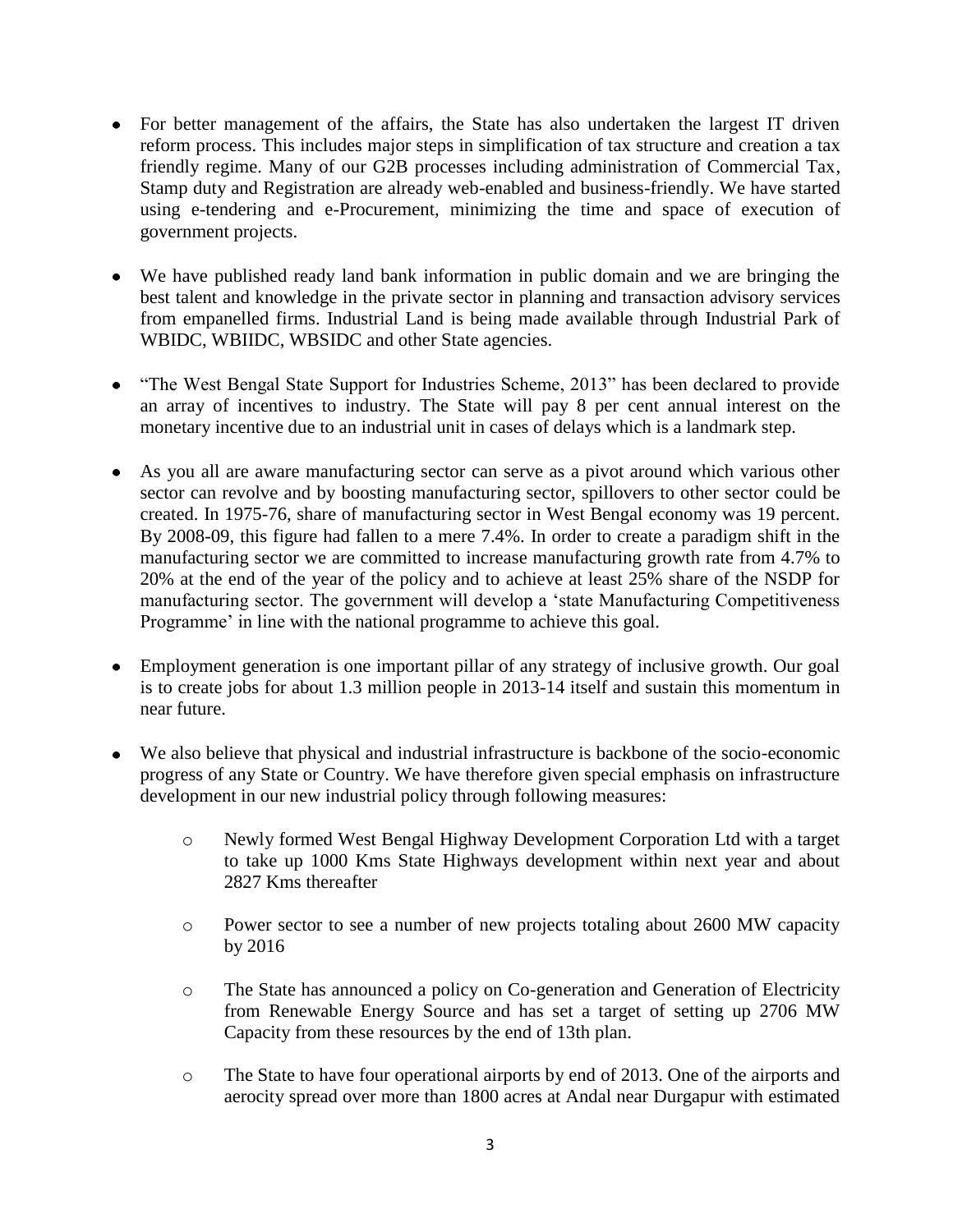- For better management of the affairs, the State has also undertaken the largest IT driven reform process. This includes major steps in simplification of tax structure and creation a tax friendly regime. Many of our G2B processes including administration of Commercial Tax, Stamp duty and Registration are already web-enabled and business-friendly. We have started using e-tendering and e-Procurement, minimizing the time and space of execution of government projects.

- We have published ready land bank information in public domain and we are bringing the best talent and knowledge in the private sector in planning and transaction advisory services from empanelled firms. Industrial Land is being made available through Industrial Park of WBIDC, WBIIDC, WBSIDC and other State agencies.

- "The West Bengal State Support for Industries Scheme, 2013" has been declared to provide an array of incentives to industry. The State will pay 8 per cent annual interest on the monetary incentive due to an industrial unit in cases of delays which is a landmark step.

- As you all are aware manufacturing sector can serve as a pivot around which various other sector can revolve and by boosting manufacturing sector, spillovers to other sector could be created. In 1975-76, share of manufacturing sector in West Bengal economy was 19 percent. By 2008-09, this figure had fallen to a mere 7.4%. In order to create a paradigm shift in the manufacturing sector we are committed to increase manufacturing growth rate from 4.7% to 20% at the end of the year of the policy and to achieve at least 25% share of the NSDP for manufacturing sector. The government will develop a 'state Manufacturing Competitiveness Programme' in line with the national programme to achieve this goal.

- Employment generation is one important pillar of any strategy of inclusive growth. Our goal is to create jobs for about 1.3 million people in 2013-14 itself and sustain this momentum in near future.

- We also believe that physical and industrial infrastructure is backbone of the socio-economic progress of any State or Country. We have therefore given special emphasis on infrastructure development in our new industrial policy through following measures:

    - Newly formed West Bengal Highway Development Corporation Ltd with a target to take up 1000 Kms State Highways development within next year and about 2827 Kms thereafter

    - Power sector to see a number of new projects totaling about 2600 MW capacity by 2016

    - The State has announced a policy on Co-generation and Generation of Electricity from Renewable Energy Source and has set a target of setting up 2706 MW Capacity from these resources by the end of 13th plan.

    - The State to have four operational airports by end of 2013. One of the airports and aerocity spread over more than 1800 acres at Andal near Durgapur with estimated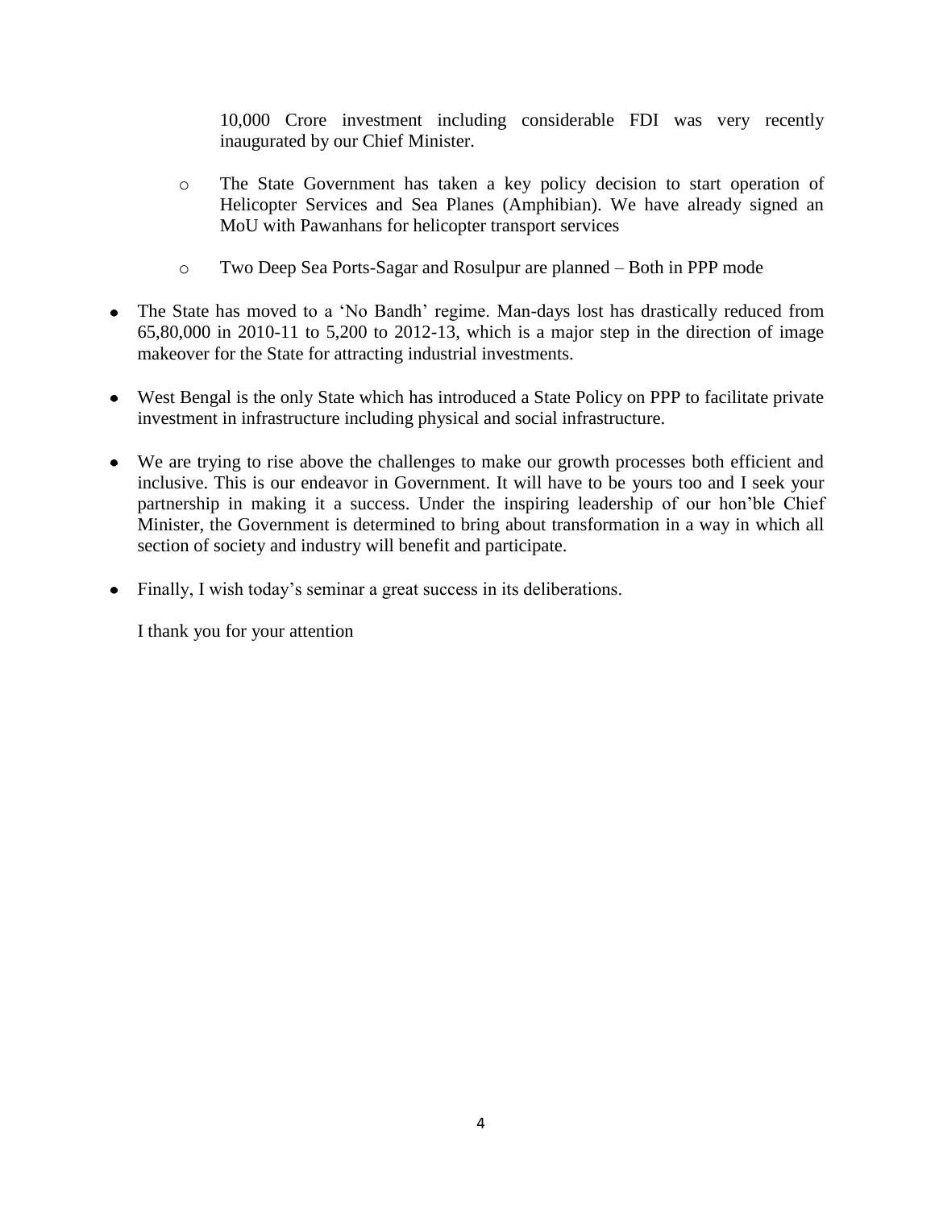10,000 Crore investment including considerable FDI was very recently inaugurated by our Chief Minister.

  - The State Government has taken a key policy decision to start operation of Helicopter Services and Sea Planes (Amphibian). We have already signed an MoU with Pawanhans for helicopter transport services

  - Two Deep Sea Ports-Sagar and Rosulpur are planned – Both in PPP mode

- The State has moved to a 'No Bandh' regime. Man-days lost has drastically reduced from 65,80,000 in 2010-11 to 5,200 to 2012-13, which is a major step in the direction of image makeover for the State for attracting industrial investments.

- West Bengal is the only State which has introduced a State Policy on PPP to facilitate private investment in infrastructure including physical and social infrastructure.

- We are trying to rise above the challenges to make our growth processes both efficient and inclusive. This is our endeavor in Government. It will have to be yours too and I seek your partnership in making it a success. Under the inspiring leadership of our hon'ble Chief Minister, the Government is determined to bring about transformation in a way in which all section of society and industry will benefit and participate.

- Finally, I wish today's seminar a great success in its deliberations.

I thank you for your attention